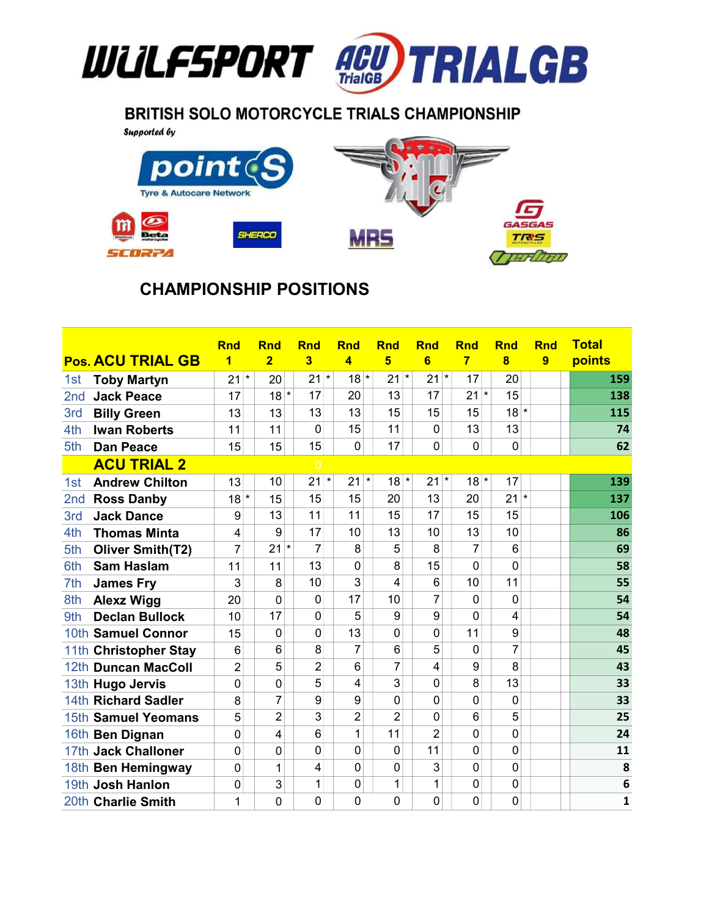# WULFSPORT ACU TRIALGB

## BRITISH SOLO MOTORCYCLE TRIALS CHAMPIONSHIP

Supported by

point S Tyre & Autocare Network

Sammy Miller

Montesa Beta Scorpa Sherco MRS GASGAS TRRS Vertigo

## CHAMPIONSHIP POSITIONS

| Pos. | ACU TRIAL GB | Rnd 1 | Rnd 2 | Rnd 3 | Rnd 4 | Rnd 5 | Rnd 6 | Rnd 7 | Rnd 8 | Rnd 9 | Total points |
|---|---|---|---|---|---|---|---|---|---|---|---|
| 1st | Toby Martyn | 21 * | 20 | 21 * | 18 * | 21 * | 21 * | 17 | 20 | | 159 |
| 2nd | Jack Peace | 17 | 18 * | 17 | 20 | 13 | 17 | 21 * | 15 | | 138 |
| 3rd | Billy Green | 13 | 13 | 13 | 13 | 15 | 15 | 15 | 18 * | | 115 |
| 4th | Iwan Roberts | 11 | 11 | 0 | 15 | 11 | 0 | 13 | 13 | | 74 |
| 5th | Dan Peace | 15 | 15 | 15 | 0 | 17 | 0 | 0 | 0 | | 62 |
| | **ACU TRIAL 2** | | | 0 | | | | | | | |
| 1st | Andrew Chilton | 13 | 10 | 21 * | 21 * | 18 * | 21 * | 18 * | 17 | | 139 |
| 2nd | Ross Danby | 18 * | 15 | 15 | 15 | 20 | 13 | 20 | 21 * | | 137 |
| 3rd | Jack Dance | 9 | 13 | 11 | 11 | 15 | 17 | 15 | 15 | | 106 |
| 4th | Thomas Minta | 4 | 9 | 17 | 10 | 13 | 10 | 13 | 10 | | 86 |
| 5th | Oliver Smith(T2) | 7 | 21 * | 7 | 8 | 5 | 8 | 7 | 6 | | 69 |
| 6th | Sam Haslam | 11 | 11 | 13 | 0 | 8 | 15 | 0 | 0 | | 58 |
| 7th | James Fry | 3 | 8 | 10 | 3 | 4 | 6 | 10 | 11 | | 55 |
| 8th | Alexz Wigg | 20 | 0 | 0 | 17 | 10 | 7 | 0 | 0 | | 54 |
| 9th | Declan Bullock | 10 | 17 | 0 | 5 | 9 | 9 | 0 | 4 | | 54 |
| 10th | Samuel Connor | 15 | 0 | 0 | 13 | 0 | 0 | 11 | 9 | | 48 |
| 11th | Christopher Stay | 6 | 6 | 8 | 7 | 6 | 5 | 0 | 7 | | 45 |
| 12th | Duncan MacColl | 2 | 5 | 2 | 6 | 7 | 4 | 9 | 8 | | 43 |
| 13th | Hugo Jervis | 0 | 0 | 5 | 4 | 3 | 0 | 8 | 13 | | 33 |
| 14th | Richard Sadler | 8 | 7 | 9 | 9 | 0 | 0 | 0 | 0 | | 33 |
| 15th | Samuel Yeomans | 5 | 2 | 3 | 2 | 2 | 0 | 6 | 5 | | 25 |
| 16th | Ben Dignan | 0 | 4 | 6 | 1 | 11 | 2 | 0 | 0 | | 24 |
| 17th | Jack Challoner | 0 | 0 | 0 | 0 | 0 | 11 | 0 | 0 | | 11 |
| 18th | Ben Hemingway | 0 | 1 | 4 | 0 | 0 | 3 | 0 | 0 | | 8 |
| 19th | Josh Hanlon | 0 | 3 | 1 | 0 | 1 | 1 | 0 | 0 | | 6 |
| 20th | Charlie Smith | 1 | 0 | 0 | 0 | 0 | 0 | 0 | 0 | | 1 |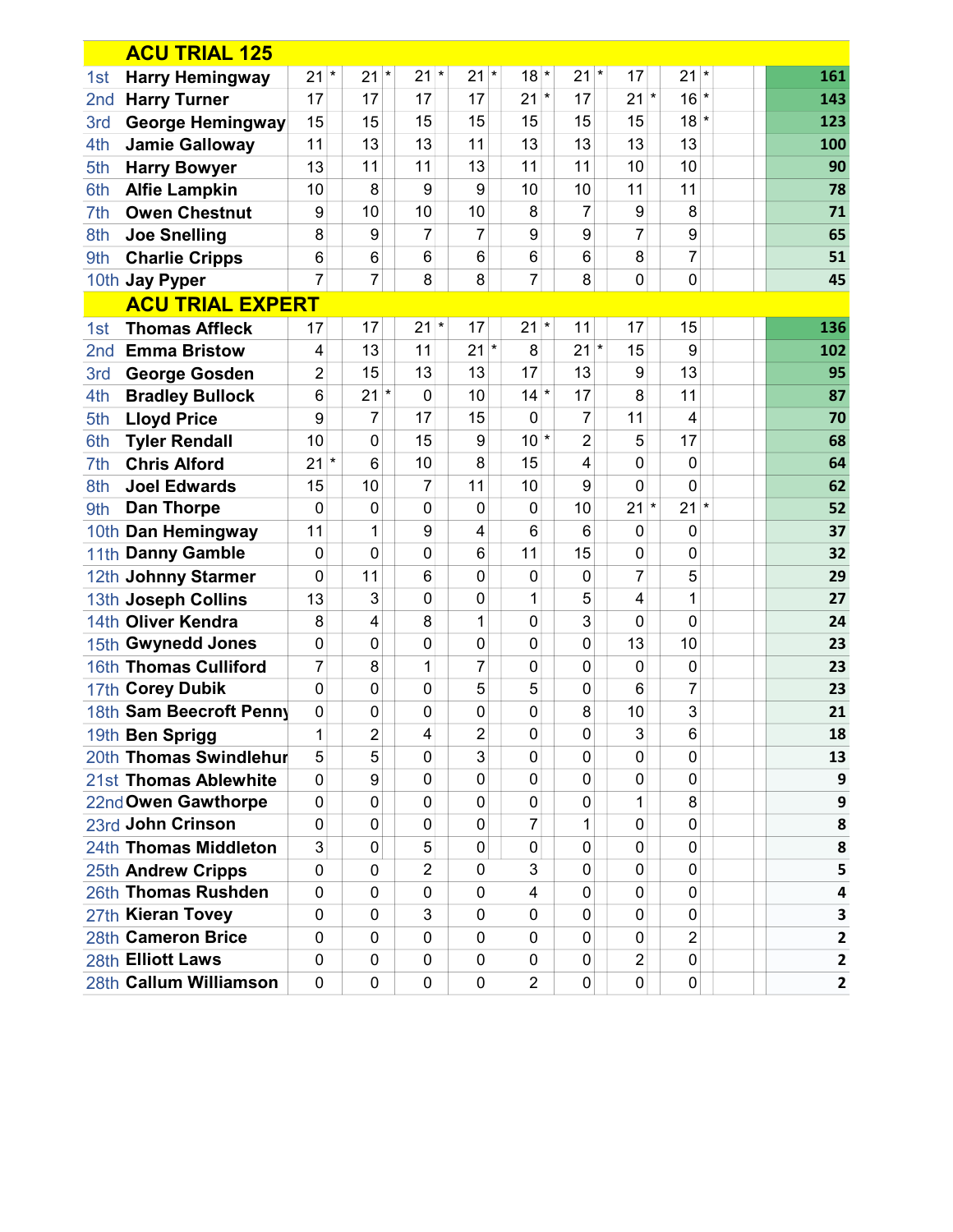| | | | | | | | | | | |
|---|---|---|---|---|---|---|---|---|---|---|
| | **ACU TRIAL 125** | | | | | | | | | |
| 1st | **Harry Hemingway** | 21 * | 21 * | 21 * | 21 * | 18 * | 21 * | 17 | 21 * | **161** |
| 2nd | **Harry Turner** | 17 | 17 | 17 | 17 | 21 * | 17 | 21 * | 16 * | **143** |
| 3rd | **George Hemingway** | 15 | 15 | 15 | 15 | 15 | 15 | 15 | 18 * | **123** |
| 4th | **Jamie Galloway** | 11 | 13 | 13 | 11 | 13 | 13 | 13 | 13 | **100** |
| 5th | **Harry Bowyer** | 13 | 11 | 11 | 13 | 11 | 11 | 10 | 10 | **90** |
| 6th | **Alfie Lampkin** | 10 | 8 | 9 | 9 | 10 | 10 | 11 | 11 | **78** |
| 7th | **Owen Chestnut** | 9 | 10 | 10 | 10 | 8 | 7 | 9 | 8 | **71** |
| 8th | **Joe Snelling** | 8 | 9 | 7 | 7 | 9 | 9 | 7 | 9 | **65** |
| 9th | **Charlie Cripps** | 6 | 6 | 6 | 6 | 6 | 6 | 8 | 7 | **51** |
| 10th | **Jay Pyper** | 7 | 7 | 8 | 8 | 7 | 8 | 0 | 0 | **45** |
| | **ACU TRIAL EXPERT** | | | | | | | | | |
| 1st | **Thomas Affleck** | 17 | 17 | 21 * | 17 | 21 * | 11 | 17 | 15 | **136** |
| 2nd | **Emma Bristow** | 4 | 13 | 11 | 21 * | 8 | 21 * | 15 | 9 | **102** |
| 3rd | **George Gosden** | 2 | 15 | 13 | 13 | 17 | 13 | 9 | 13 | **95** |
| 4th | **Bradley Bullock** | 6 | 21 * | 0 | 10 | 14 * | 17 | 8 | 11 | **87** |
| 5th | **Lloyd Price** | 9 | 7 | 17 | 15 | 0 | 7 | 11 | 4 | **70** |
| 6th | **Tyler Rendall** | 10 | 0 | 15 | 9 | 10 * | 2 | 5 | 17 | **68** |
| 7th | **Chris Alford** | 21 * | 6 | 10 | 8 | 15 | 4 | 0 | 0 | **64** |
| 8th | **Joel Edwards** | 15 | 10 | 7 | 11 | 10 | 9 | 0 | 0 | **62** |
| 9th | **Dan Thorpe** | 0 | 0 | 0 | 0 | 0 | 10 | 21 * | 21 * | **52** |
| 10th | **Dan Hemingway** | 11 | 1 | 9 | 4 | 6 | 6 | 0 | 0 | **37** |
| 11th | **Danny Gamble** | 0 | 0 | 0 | 6 | 11 | 15 | 0 | 0 | **32** |
| 12th | **Johnny Starmer** | 0 | 11 | 6 | 0 | 0 | 0 | 7 | 5 | **29** |
| 13th | **Joseph Collins** | 13 | 3 | 0 | 0 | 1 | 5 | 4 | 1 | **27** |
| 14th | **Oliver Kendra** | 8 | 4 | 8 | 1 | 0 | 3 | 0 | 0 | **24** |
| 15th | **Gwynedd Jones** | 0 | 0 | 0 | 0 | 0 | 0 | 13 | 10 | **23** |
| 16th | **Thomas Culliford** | 7 | 8 | 1 | 7 | 0 | 0 | 0 | 0 | **23** |
| 17th | **Corey Dubik** | 0 | 0 | 0 | 5 | 5 | 0 | 6 | 7 | **23** |
| 18th | **Sam Beecroft Penny** | 0 | 0 | 0 | 0 | 0 | 8 | 10 | 3 | **21** |
| 19th | **Ben Sprigg** | 1 | 2 | 4 | 2 | 0 | 0 | 3 | 6 | **18** |
| 20th | **Thomas Swindlehur** | 5 | 5 | 0 | 3 | 0 | 0 | 0 | 0 | **13** |
| 21st | **Thomas Ablewhite** | 0 | 9 | 0 | 0 | 0 | 0 | 0 | 0 | **9** |
| 22nd | **Owen Gawthorpe** | 0 | 0 | 0 | 0 | 0 | 0 | 1 | 8 | **9** |
| 23rd | **John Crinson** | 0 | 0 | 0 | 0 | 7 | 1 | 0 | 0 | **8** |
| 24th | **Thomas Middleton** | 3 | 0 | 5 | 0 | 0 | 0 | 0 | 0 | **8** |
| 25th | **Andrew Cripps** | 0 | 0 | 2 | 0 | 3 | 0 | 0 | 0 | **5** |
| 26th | **Thomas Rushden** | 0 | 0 | 0 | 0 | 4 | 0 | 0 | 0 | **4** |
| 27th | **Kieran Tovey** | 0 | 0 | 3 | 0 | 0 | 0 | 0 | 0 | **3** |
| 28th | **Cameron Brice** | 0 | 0 | 0 | 0 | 0 | 0 | 0 | 2 | **2** |
| 28th | **Elliott Laws** | 0 | 0 | 0 | 0 | 0 | 0 | 2 | 0 | **2** |
| 28th | **Callum Williamson** | 0 | 0 | 0 | 0 | 2 | 0 | 0 | 0 | **2** |